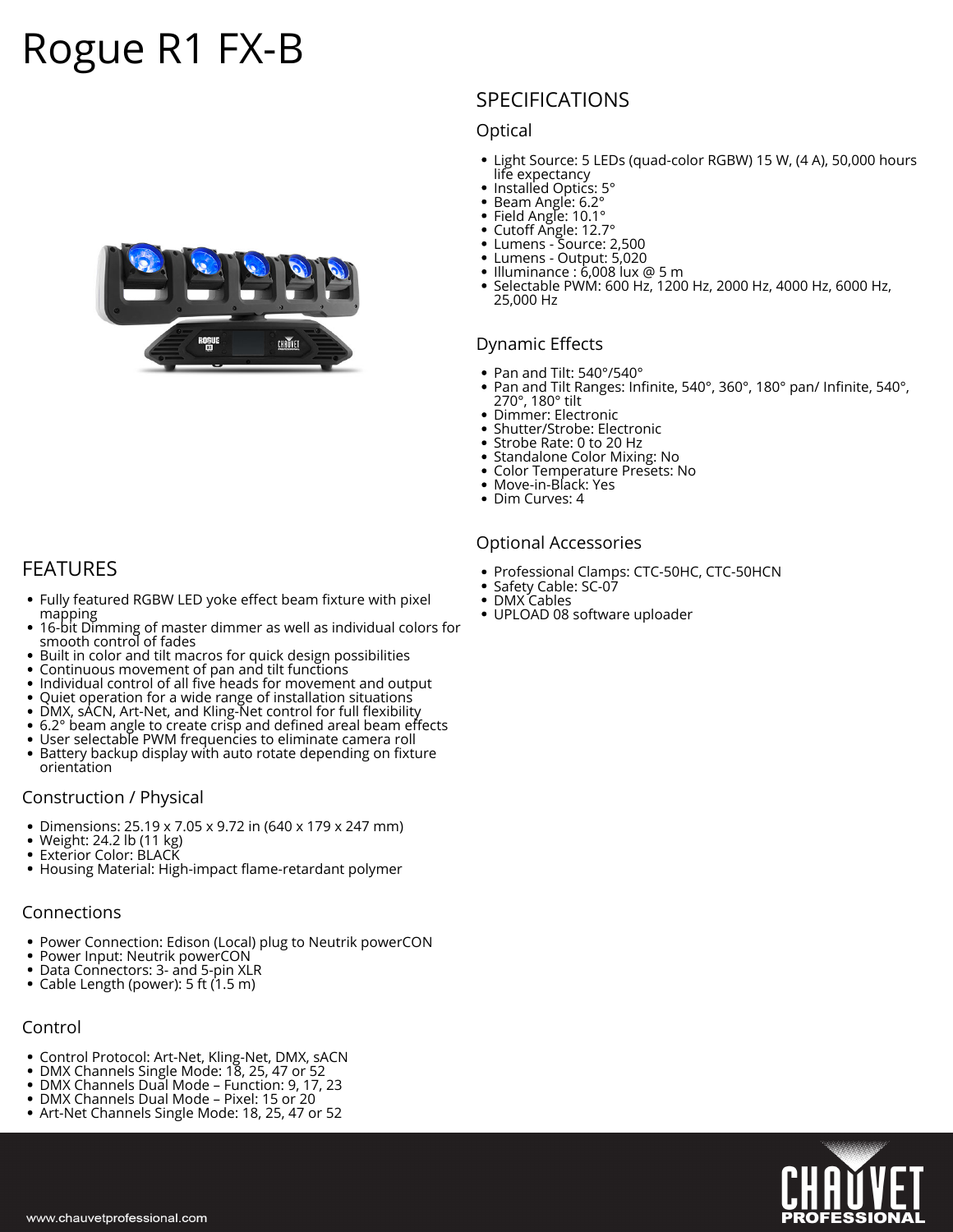# Rogue R1 FX-B

## FEATURES

- Fully featured RGBW LED yoke effect beam fixture with pixel mapping
- 16-bit Dimming of master dimmer as well as individual colors for smooth control of fades
- Built in color and tilt macros for quick design possibilities
- Continuous movement of pan and tilt functions
- Individual control of all five heads for movement and output
- Quiet operation for a wide range of installation situations
- DMX, sACN, Art-Net, and Kling-Net control for full flexibility
- 6.2° beam angle to create crisp and defined areal beam effects
- User selectable PWM frequencies to eliminate camera roll
- Battery backup display with auto rotate depending on fixture orientation

### Construction / Physical

- Dimensions: 25.19 x 7.05 x 9.72 in (640 x 179 x 247 mm)
- Weight: 24.2 lb (11 kg)
- Exterior Color: BLACK
- Housing Material: High-impact flame-retardant polymer

### Connections

- Power Connection: Edison (Local) plug to Neutrik powerCON
- Power Input: Neutrik powerCON
- Data Connectors: 3- and 5-pin XLR
- Cable Length (power): 5 ft (1.5 m)

### Control

- Control Protocol: Art-Net, Kling-Net, DMX, sACN
- DMX Channels Single Mode: 18, 25, 47 or 52
- DMX Channels Dual Mode – Function: 9, 17, 23
- DMX Channels Dual Mode – Pixel: 15 or 20
- Art-Net Channels Single Mode: 18, 25, 47 or 52

## SPECIFICATIONS

### Optical

- Light Source: 5 LEDs (quad-color RGBW) 15 W, (4 A), 50,000 hours life expectancy
- Installed Optics: 5°
- Beam Angle: 6.2°
- Field Angle: 10.1°
- Cutoff Angle: 12.7°
- Lumens - Source: 2,500
- Lumens - Output: 5,020
- Illuminance : 6,008 lux @ 5 m
- Selectable PWM: 600 Hz, 1200 Hz, 2000 Hz, 4000 Hz, 6000 Hz, 25,000 Hz

### Dynamic Effects

- Pan and Tilt: 540°/540°
- Pan and Tilt Ranges: Infinite, 540°, 360°, 180° pan/ Infinite, 540°, 270°, 180° tilt
- Dimmer: Electronic
- Shutter/Strobe: Electronic
- Strobe Rate: 0 to 20 Hz
- Standalone Color Mixing: No
- Color Temperature Presets: No
- Move-in-Black: Yes
- Dim Curves: 4

### Optional Accessories

- Professional Clamps: CTC-50HC, CTC-50HCN
- Safety Cable: SC-07
- DMX Cables
- UPLOAD 08 software uploader

www.chauvetprofessional.com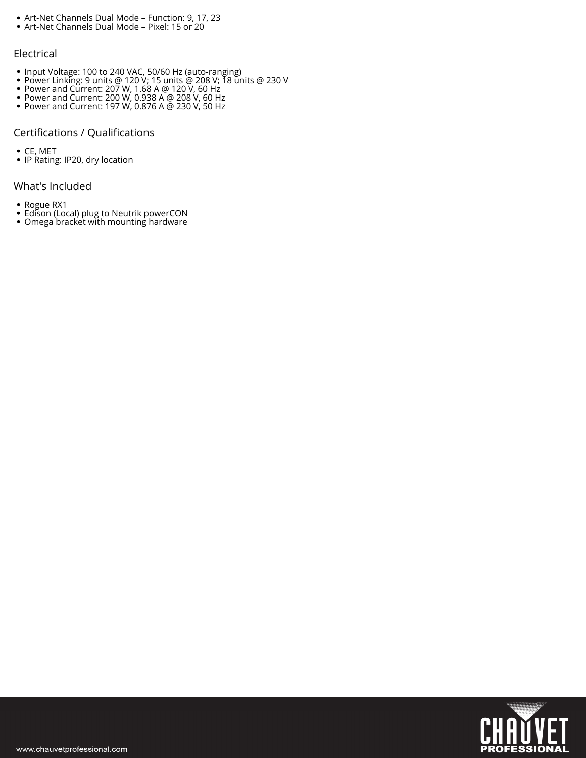- Art-Net Channels Dual Mode – Function: 9, 17, 23
- Art-Net Channels Dual Mode – Pixel: 15 or 20

## Electrical

- Input Voltage: 100 to 240 VAC, 50/60 Hz (auto-ranging)
- Power Linking: 9 units @ 120 V; 15 units @ 208 V; 18 units @ 230 V
- Power and Current: 207 W, 1.68 A @ 120 V, 60 Hz
- Power and Current: 200 W, 0.938 A @ 208 V, 60 Hz
- Power and Current: 197 W, 0.876 A @ 230 V, 50 Hz

## Certifications / Qualifications

- CE, MET
- IP Rating: IP20, dry location

## What's Included

- Rogue RX1
- Edison (Local) plug to Neutrik powerCON
- Omega bracket with mounting hardware